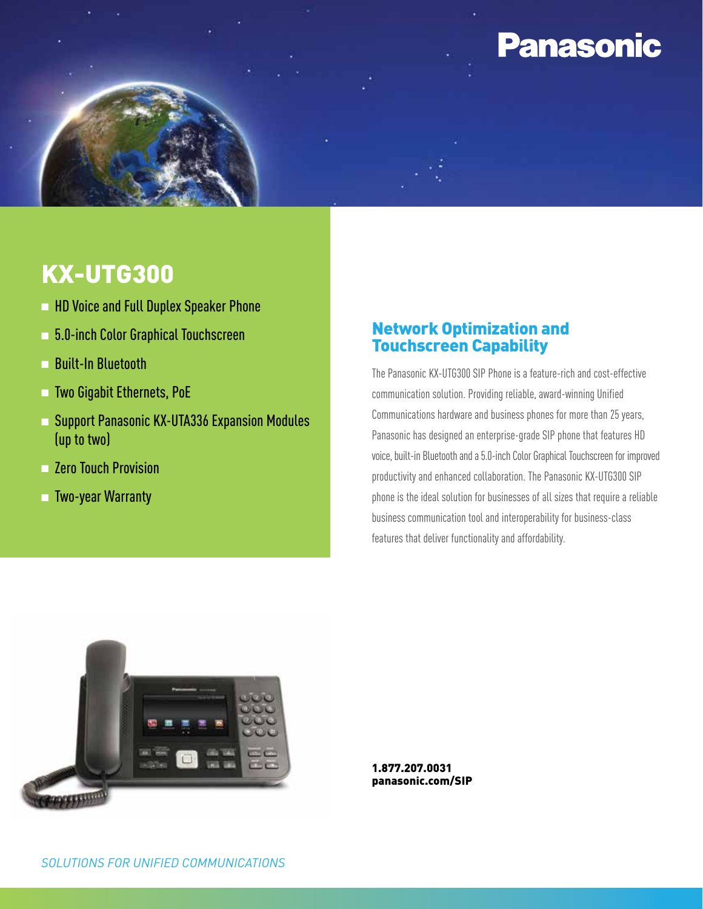Panasonic

# KX-UTG300

- HD Voice and Full Duplex Speaker Phone
- 5.0-inch Color Graphical Touchscreen
- Built-In Bluetooth
- Two Gigabit Ethernets, PoE
- Support Panasonic KX-UTA336 Expansion Modules (up to two)
- Zero Touch Provision
- Two-year Warranty

## Network Optimization and Touchscreen Capability

The Panasonic KX-UTG300 SIP Phone is a feature-rich and cost-effective communication solution. Providing reliable, award-winning Unified Communications hardware and business phones for more than 25 years, Panasonic has designed an enterprise-grade SIP phone that features HD voice, built-in Bluetooth and a 5.0-inch Color Graphical Touchscreen for improved productivity and enhanced collaboration. The Panasonic KX-UTG300 SIP phone is the ideal solution for businesses of all sizes that require a reliable business communication tool and interoperability for business-class features that deliver functionality and affordability.

**1.877.207.0031**
**panasonic.com/SIP**

*SOLUTIONS FOR UNIFIED COMMUNICATIONS*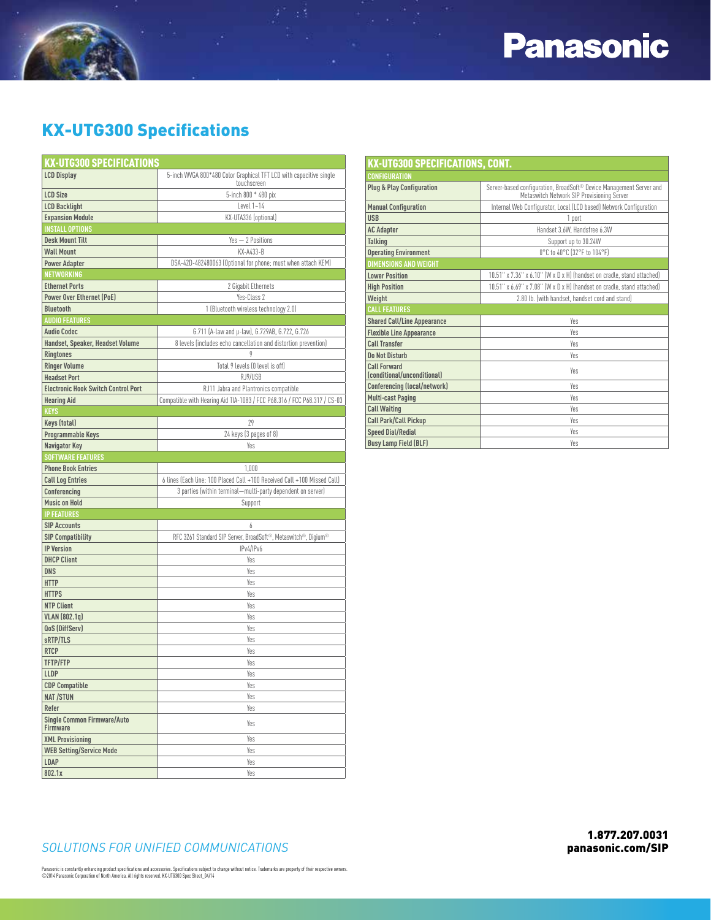Panasonic

# KX-UTG300 Specifications

| KX-UTG300 SPECIFICATIONS | |
|---|---|
| LCD Display | 5-inch WVGA 800*480 Color Graphical TFT LCD with capacitive single touchscreen |
| LCD Size | 5-inch 800 * 480 pix |
| LCD Backlight | Level 1~14 |
| Expansion Module | KX-UTA336 (optional) |
| **INSTALL OPTIONS** | |
| Desk Mount Tilt | Yes — 2 Positions |
| Wall Mount | KX-A433-B |
| Power Adapter | DSA-42D-482480063 (Optional for phone; must when attach KEM) |
| **NETWORKING** | |
| Ethernet Ports | 2 Gigabit Ethernets |
| Power Over Ethernet (PoE) | Yes-Class 2 |
| Bluetooth | 1 (Bluetooth wireless technology 2.0) |
| **AUDIO FEATURES** | |
| Audio Codec | G.711 (A-law and μ-law), G.729AB, G.722, G.726 |
| Handset, Speaker, Headset Volume | 8 levels (includes echo cancellation and distortion prevention) |
| Ringtones | 9 |
| Ringer Volume | Total 9 levels (0 level is off) |
| Headset Port | RJ9/USB |
| Electronic Hook Switch Control Port | RJ11 Jabra and Plantronics compatible |
| Hearing Aid | Compatible with Hearing Aid TIA-1083 / FCC P68.316 / FCC P68.317 / CS-03 |
| **KEYS** | |
| Keys (total) | 29 |
| Programmable Keys | 24 keys (3 pages of 8) |
| Navigator Key | Yes |
| **SOFTWARE FEATURES** | |
| Phone Book Entries | 1,000 |
| Call Log Entries | 6 lines (Each line: 100 Placed Call +100 Received Call +100 Missed Call) |
| Conferencing | 3 parties (within terminal—multi-party dependent on server) |
| Music on Hold | Support |
| **IP FEATURES** | |
| SIP Accounts | 6 |
| SIP Compatibility | RFC 3261 Standard SIP Server, BroadSoft®, Metaswitch®, Digium® |
| IP Version | IPv4/IPv6 |
| DHCP Client | Yes |
| DNS | Yes |
| HTTP | Yes |
| HTTPS | Yes |
| NTP Client | Yes |
| VLAN (802.1q) | Yes |
| QoS (DiffServ) | Yes |
| sRTP/TLS | Yes |
| RTCP | Yes |
| TFTP/FTP | Yes |
| LLDP | Yes |
| CDP Compatible | Yes |
| NAT /STUN | Yes |
| Refer | Yes |
| Single Common Firmware/Auto Firmware | Yes |
| XML Provisioning | Yes |
| WEB Setting/Service Mode | Yes |
| LDAP | Yes |
| 802.1x | Yes |

| KX-UTG300 SPECIFICATIONS, CONT. | |
|---|---|
| **CONFIGURATION** | |
| Plug & Play Configuration | Server-based configuration, BroadSoft® Device Management Server and Metaswitch Network SIP Provisioning Server |
| Manual Configuration | Internal Web Configurator, Local (LCD based) Network Configuration |
| USB | 1 port |
| AC Adapter | Handset 3.6W, Handsfree 6.3W |
| Talking | Support up to 30.24W |
| Operating Environment | 0°C to 40°C (32°F to 104°F) |
| **DIMENSIONS AND WEIGHT** | |
| Lower Position | 10.51" x 7.36" x 6.10" (W x D x H) (handset on cradle, stand attached) |
| High Position | 10.51" x 6.69" x 7.08" (W x D x H) (handset on cradle, stand attached) |
| Weight | 2.80 lb. (with handset, handset cord and stand) |
| **CALL FEATURES** | |
| Shared Call/Line Appearance | Yes |
| Flexible Line Appearance | Yes |
| Call Transfer | Yes |
| Do Not Disturb | Yes |
| Call Forward (conditional/unconditional) | Yes |
| Conferencing (local/network) | Yes |
| Multi-cast Paging | Yes |
| Call Waiting | Yes |
| Call Park/Call Pickup | Yes |
| Speed Dial/Redial | Yes |
| Busy Lamp Field (BLF) | Yes |

*SOLUTIONS FOR UNIFIED COMMUNICATIONS*

**1.877.207.0031**
**panasonic.com/SIP**

Panasonic is constantly enhancing product specifications and accessories. Specifications subject to change without notice. Trademarks are property of their respective owners.
©2014 Panasonic Corporation of North America. All rights reserved. KX-UTG300 Spec Sheet_04/14